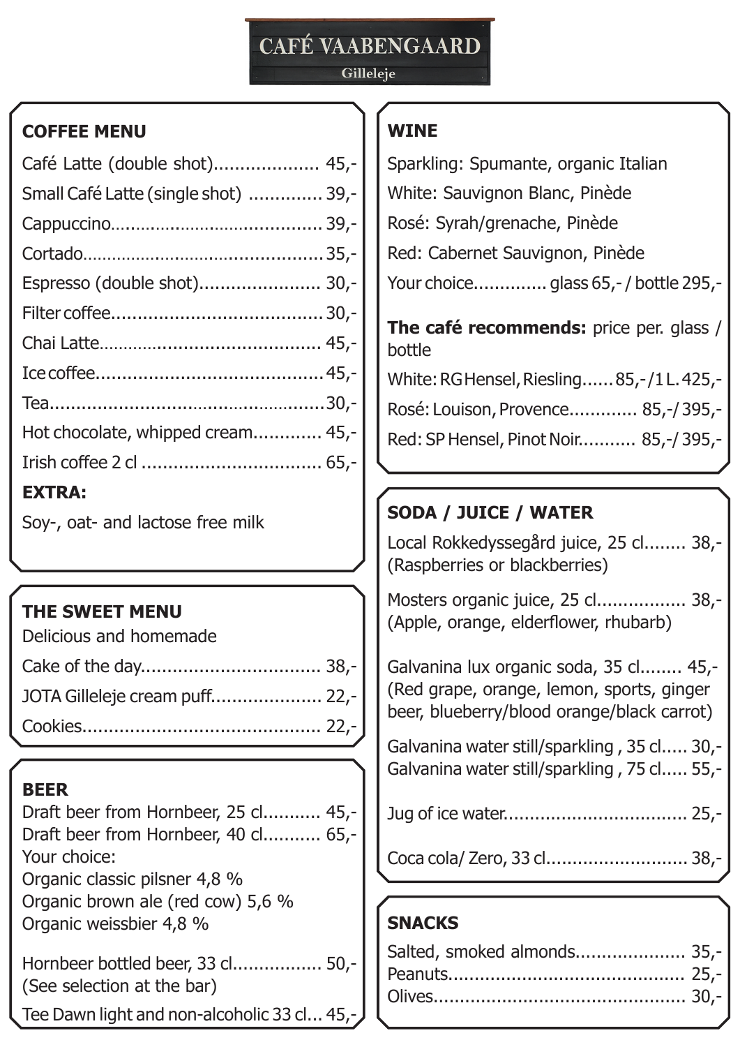# CAFÉ VAABENGAARD

Gilleleje

## COFFEE MENU

Café Latte (double shot).................... 45,-

Small Café Latte (single shot) .............. 39,-

Cappuccino........................................ 39,-

Cortado............................................. 35,-

Espresso (double shot)....................... 30,-

Filter coffee....................................... 30,-

Chai Latte.......................................... 45,-

Ice coffee.......................................... 45,-

Tea................................................... 30,-

Hot chocolate, whipped cream............. 45,-

Irish coffee 2 cl ................................. 65,-

**EXTRA:**

Soy-, oat- and lactose free milk

## THE SWEET MENU

Delicious and homemade

Cake of the day.................................. 38,-

JOTA Gilleleje cream puff.................... 22,-

Cookies............................................ 22,-

## BEER

Draft beer from Hornbeer, 25 cl........... 45,-
Draft beer from Hornbeer, 40 cl........... 65,-
Your choice:
Organic classic pilsner 4,8 %
Organic brown ale (red cow) 5,6 %
Organic weissbier 4,8 %

Hornbeer bottled beer, 33 cl................. 50,-
(See selection at the bar)

Tee Dawn light and non-alcoholic 33 cl... 45,-

## WINE

Sparkling: Spumante, organic Italian

White: Sauvignon Blanc, Pinède

Rosé: Syrah/grenache, Pinède

Red: Cabernet Sauvignon, Pinède

Your choice............. glass 65,- / bottle 295,-

**The café recommends:** price per. glass / bottle

White: RG Hensel, Riesling...... 85,- / 1 L. 425,-

Rosé: Louison, Provence............. 85,-/ 395,-

Red: SP Hensel, Pinot Noir........... 85,-/ 395,-

## SODA / JUICE / WATER

Local Rokkedyssegård juice, 25 cl........ 38,-
(Raspberries or blackberries)

Mosters organic juice, 25 cl................. 38,-
(Apple, orange, elderflower, rhubarb)

Galvanina lux organic soda, 35 cl........ 45,-
(Red grape, orange, lemon, sports, ginger beer, blueberry/blood orange/black carrot)

Galvanina water still/sparkling , 35 cl..... 30,-
Galvanina water still/sparkling , 75 cl..... 55,-

Jug of ice water.................................. 25,-

Coca cola/ Zero, 33 cl.......................... 38,-

## SNACKS

Salted, smoked almonds.................... 35,-
Peanuts............................................ 25,-
Olives.............................................. 30,-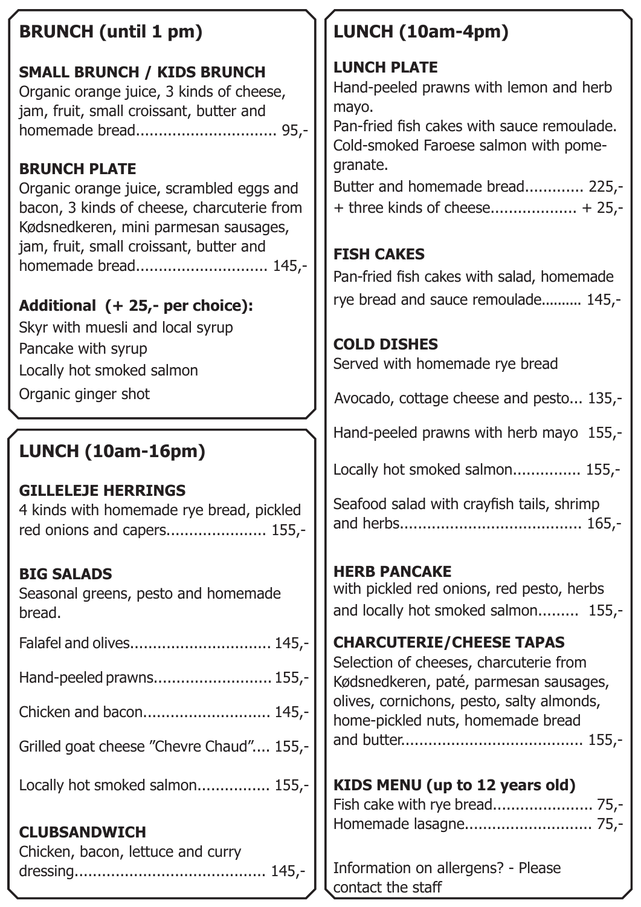## BRUNCH (until 1 pm)

### SMALL BRUNCH / KIDS BRUNCH

Organic orange juice, 3 kinds of cheese, jam, fruit, small croissant, butter and homemade bread.............................. 95,-

### BRUNCH PLATE

Organic orange juice, scrambled eggs and bacon, 3 kinds of cheese, charcuterie from Kødsnedkeren, mini parmesan sausages, jam, fruit, small croissant, butter and homemade bread............................ 145,-

### Additional (+ 25,- per choice):

Skyr with muesli and local syrup
Pancake with syrup
Locally hot smoked salmon
Organic ginger shot

## LUNCH (10am-16pm)

### GILLELEJE HERRINGS

4 kinds with homemade rye bread, pickled red onions and capers...................... 155,-

### BIG SALADS

Seasonal greens, pesto and homemade bread.

Falafel and olives.............................. 145,-

Hand-peeled prawns.......................... 155,-

Chicken and bacon........................... 145,-

Grilled goat cheese "Chevre Chaud".... 155,-

Locally hot smoked salmon................ 155,-

### CLUBSANDWICH

Chicken, bacon, lettuce and curry dressing......................................... 145,-

## LUNCH (10am-4pm)

### LUNCH PLATE

Hand-peeled prawns with lemon and herb mayo.
Pan-fried fish cakes with sauce remoulade.
Cold-smoked Faroese salmon with pomegranate.
Butter and homemade bread............ 225,-
+ three kinds of cheese.................. + 25,-

### FISH CAKES

Pan-fried fish cakes with salad, homemade rye bread and sauce remoulade.......... 145,-

### COLD DISHES

Served with homemade rye bread

Avocado, cottage cheese and pesto... 135,-

Hand-peeled prawns with herb mayo 155,-

Locally hot smoked salmon.............. 155,-

Seafood salad with crayfish tails, shrimp and herbs....................................... 165,-

### HERB PANCAKE

with pickled red onions, red pesto, herbs and locally hot smoked salmon......... 155,-

### CHARCUTERIE/CHEESE TAPAS

Selection of cheeses, charcuterie from Kødsnedkeren, paté, parmesan sausages, olives, cornichons, pesto, salty almonds, home-pickled nuts, homemade bread and butter....................................... 155,-

### KIDS MENU (up to 12 years old)

Fish cake with rye bread...................... 75,-
Homemade lasagne........................... 75,-

Information on allergens? - Please contact the staff